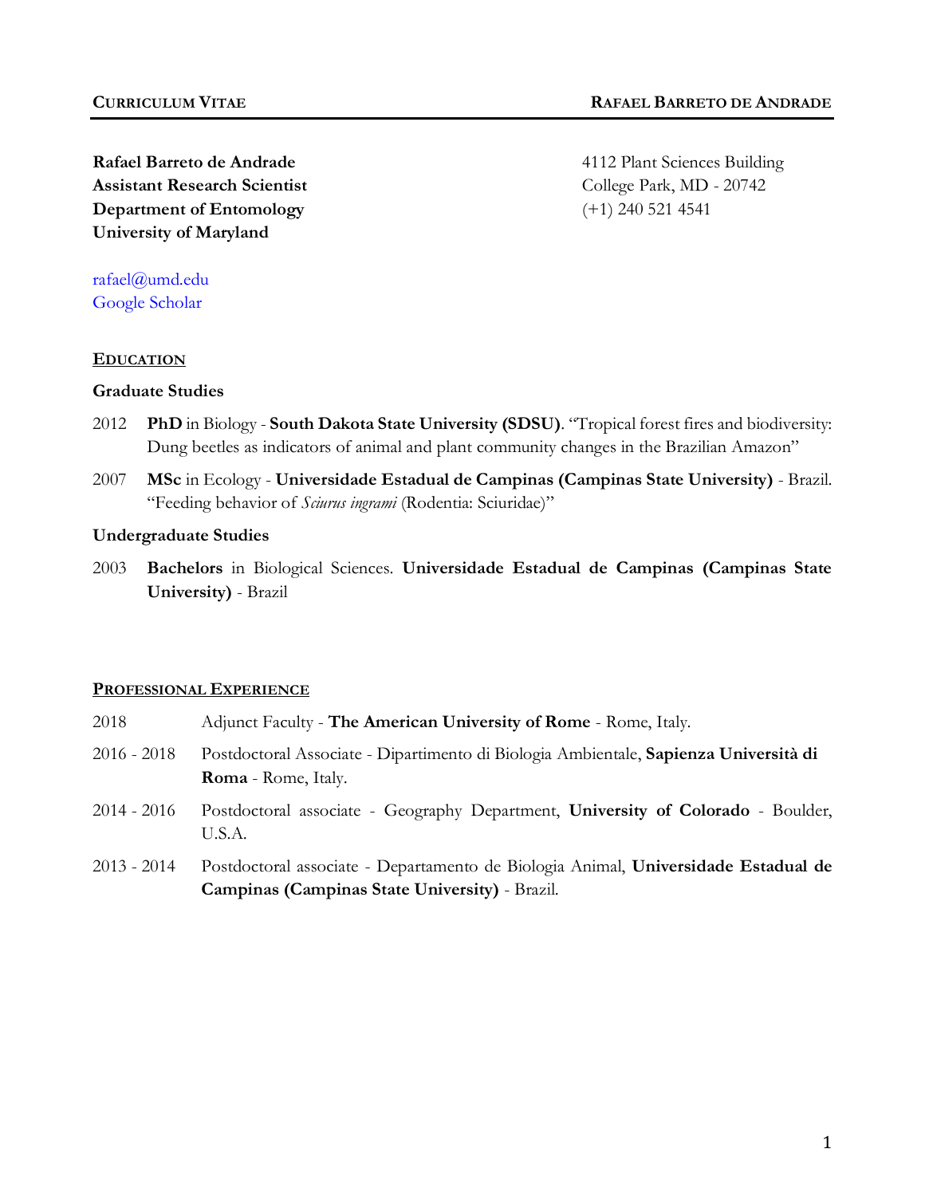**Rafael Barreto de Andrade**
**Assistant Research Scientist**
**Department of Entomology**
**University of Maryland**

4112 Plant Sciences Building
College Park, MD - 20742
(+1) 240 521 4541

rafael@umd.edu
Google Scholar

## EDUCATION

### Graduate Studies

2012 **PhD** in Biology - **South Dakota State University (SDSU)**. "Tropical forest fires and biodiversity: Dung beetles as indicators of animal and plant community changes in the Brazilian Amazon"

2007 **MSc** in Ecology - **Universidade Estadual de Campinas (Campinas State University)** - Brazil. "Feeding behavior of *Sciurus ingrami* (Rodentia: Sciuridae)"

### Undergraduate Studies

2003 **Bachelors** in Biological Sciences. **Universidade Estadual de Campinas (Campinas State University)** - Brazil

## PROFESSIONAL EXPERIENCE

2018 Adjunct Faculty - **The American University of Rome** - Rome, Italy.

2016 - 2018 Postdoctoral Associate - Dipartimento di Biologia Ambientale, **Sapienza Università di Roma** - Rome, Italy.

2014 - 2016 Postdoctoral associate - Geography Department, **University of Colorado** - Boulder, U.S.A.

2013 - 2014 Postdoctoral associate - Departamento de Biologia Animal, **Universidade Estadual de Campinas (Campinas State University)** - Brazil.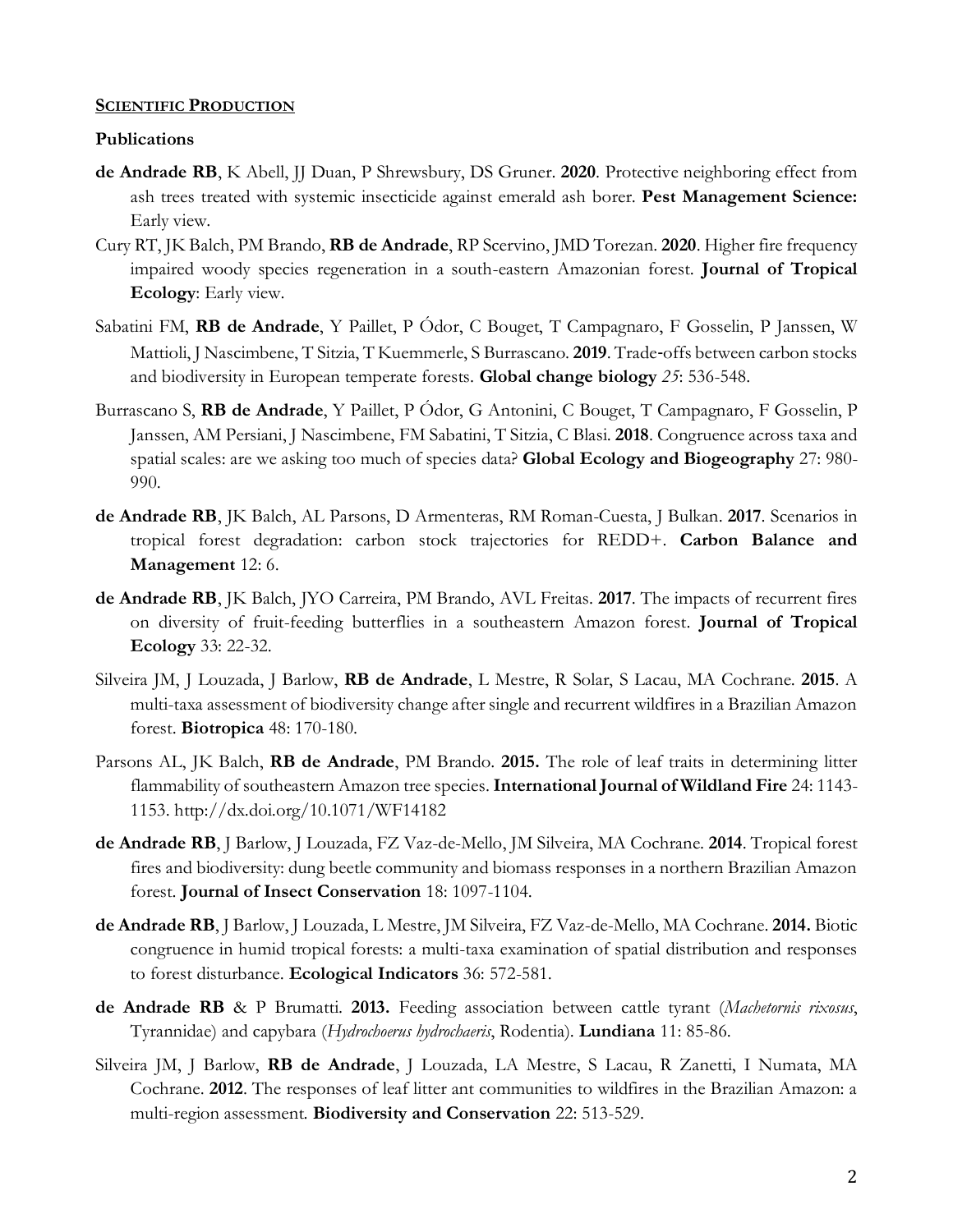## Scientific Production

### Publications

**de Andrade RB**, K Abell, JJ Duan, P Shrewsbury, DS Gruner. **2020**. Protective neighboring effect from ash trees treated with systemic insecticide against emerald ash borer. **Pest Management Science:** Early view.

Cury RT, JK Balch, PM Brando, **RB de Andrade**, RP Scervino, JMD Torezan. **2020**. Higher fire frequency impaired woody species regeneration in a south-eastern Amazonian forest. **Journal of Tropical Ecology**: Early view.

Sabatini FM, **RB de Andrade**, Y Paillet, P Ódor, C Bouget, T Campagnaro, F Gosselin, P Janssen, W Mattioli, J Nascimbene, T Sitzia, T Kuemmerle, S Burrascano. **2019**. Trade-offs between carbon stocks and biodiversity in European temperate forests. **Global change biology** *25*: 536-548.

Burrascano S, **RB de Andrade**, Y Paillet, P Ódor, G Antonini, C Bouget, T Campagnaro, F Gosselin, P Janssen, AM Persiani, J Nascimbene, FM Sabatini, T Sitzia, C Blasi. **2018**. Congruence across taxa and spatial scales: are we asking too much of species data? **Global Ecology and Biogeography** 27: 980-990.

**de Andrade RB**, JK Balch, AL Parsons, D Armenteras, RM Roman-Cuesta, J Bulkan. **2017**. Scenarios in tropical forest degradation: carbon stock trajectories for REDD+. **Carbon Balance and Management** 12: 6.

**de Andrade RB**, JK Balch, JYO Carreira, PM Brando, AVL Freitas. **2017**. The impacts of recurrent fires on diversity of fruit-feeding butterflies in a southeastern Amazon forest. **Journal of Tropical Ecology** 33: 22-32.

Silveira JM, J Louzada, J Barlow, **RB de Andrade**, L Mestre, R Solar, S Lacau, MA Cochrane. **2015**. A multi-taxa assessment of biodiversity change after single and recurrent wildfires in a Brazilian Amazon forest. **Biotropica** 48: 170-180.

Parsons AL, JK Balch, **RB de Andrade**, PM Brando. **2015.** The role of leaf traits in determining litter flammability of southeastern Amazon tree species. **International Journal of Wildland Fire** 24: 1143-1153. http://dx.doi.org/10.1071/WF14182

**de Andrade RB**, J Barlow, J Louzada, FZ Vaz-de-Mello, JM Silveira, MA Cochrane. **2014**. Tropical forest fires and biodiversity: dung beetle community and biomass responses in a northern Brazilian Amazon forest. **Journal of Insect Conservation** 18: 1097-1104.

**de Andrade RB**, J Barlow, J Louzada, L Mestre, JM Silveira, FZ Vaz-de-Mello, MA Cochrane. **2014.** Biotic congruence in humid tropical forests: a multi-taxa examination of spatial distribution and responses to forest disturbance. **Ecological Indicators** 36: 572-581.

**de Andrade RB** & P Brumatti. **2013.** Feeding association between cattle tyrant (*Machetornis rixosus*, Tyrannidae) and capybara (*Hydrochoerus hydrochaeris*, Rodentia). **Lundiana** 11: 85-86.

Silveira JM, J Barlow, **RB de Andrade**, J Louzada, LA Mestre, S Lacau, R Zanetti, I Numata, MA Cochrane. **2012**. The responses of leaf litter ant communities to wildfires in the Brazilian Amazon: a multi-region assessment. **Biodiversity and Conservation** 22: 513-529.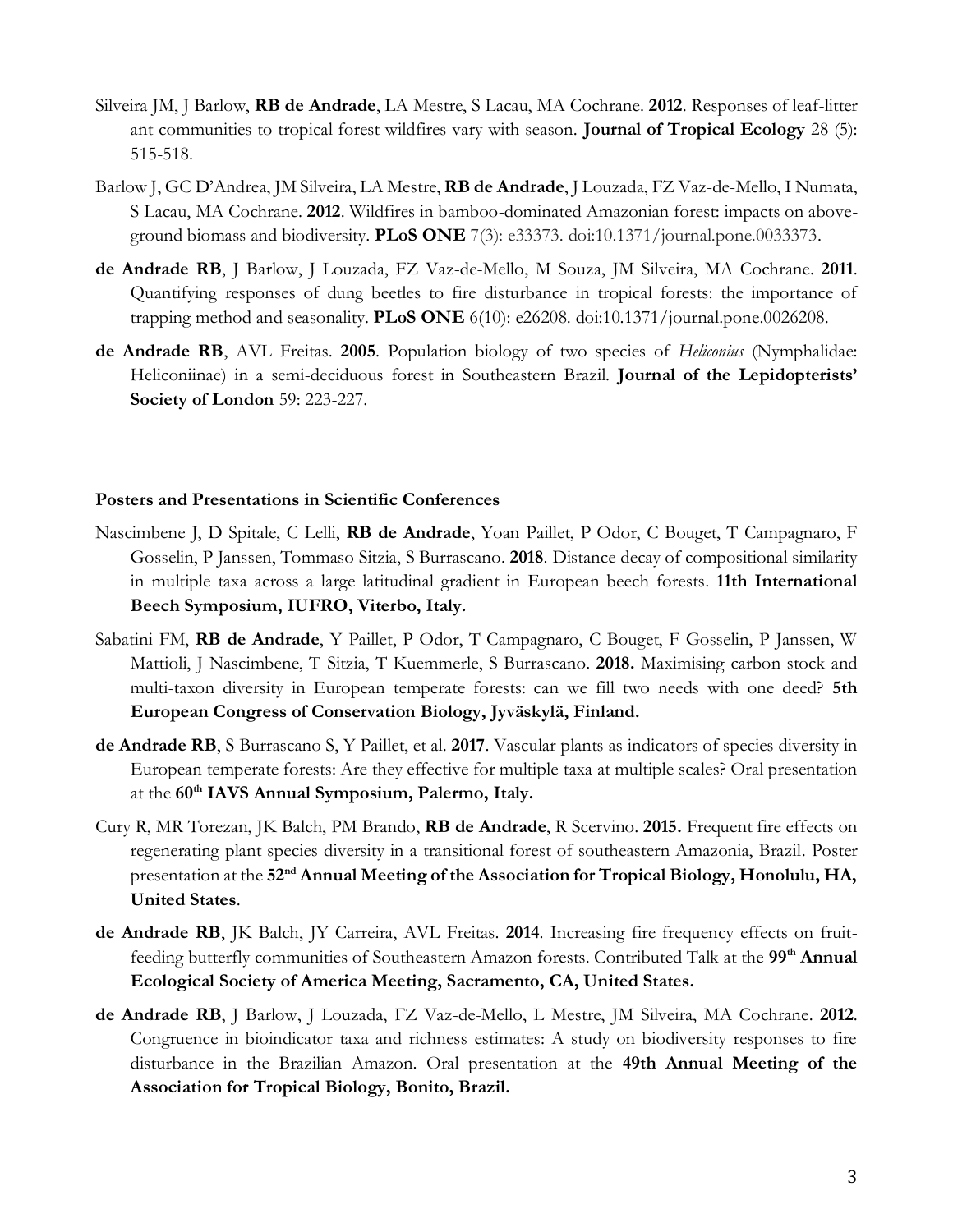Silveira JM, J Barlow, **RB de Andrade**, LA Mestre, S Lacau, MA Cochrane. **2012**. Responses of leaf-litter ant communities to tropical forest wildfires vary with season. **Journal of Tropical Ecology** 28 (5): 515-518.

Barlow J, GC D'Andrea, JM Silveira, LA Mestre, **RB de Andrade**, J Louzada, FZ Vaz-de-Mello, I Numata, S Lacau, MA Cochrane. **2012**. Wildfires in bamboo-dominated Amazonian forest: impacts on above-ground biomass and biodiversity. **PLoS ONE** 7(3): e33373. doi:10.1371/journal.pone.0033373.

**de Andrade RB**, J Barlow, J Louzada, FZ Vaz-de-Mello, M Souza, JM Silveira, MA Cochrane. **2011**. Quantifying responses of dung beetles to fire disturbance in tropical forests: the importance of trapping method and seasonality. **PLoS ONE** 6(10): e26208. doi:10.1371/journal.pone.0026208.

**de Andrade RB**, AVL Freitas. **2005**. Population biology of two species of *Heliconius* (Nymphalidae: Heliconiinae) in a semi-deciduous forest in Southeastern Brazil. **Journal of the Lepidopterists' Society of London** 59: 223-227.

**Posters and Presentations in Scientific Conferences**

Nascimbene J, D Spitale, C Lelli, **RB de Andrade**, Yoan Paillet, P Odor, C Bouget, T Campagnaro, F Gosselin, P Janssen, Tommaso Sitzia, S Burrascano. **2018**. Distance decay of compositional similarity in multiple taxa across a large latitudinal gradient in European beech forests. **11th International Beech Symposium, IUFRO, Viterbo, Italy.**

Sabatini FM, **RB de Andrade**, Y Paillet, P Odor, T Campagnaro, C Bouget, F Gosselin, P Janssen, W Mattioli, J Nascimbene, T Sitzia, T Kuemmerle, S Burrascano. **2018.** Maximising carbon stock and multi-taxon diversity in European temperate forests: can we fill two needs with one deed? **5th European Congress of Conservation Biology, Jyväskylä, Finland.**

**de Andrade RB**, S Burrascano S, Y Paillet, et al. **2017**. Vascular plants as indicators of species diversity in European temperate forests: Are they effective for multiple taxa at multiple scales? Oral presentation at the **60th IAVS Annual Symposium, Palermo, Italy.**

Cury R, MR Torezan, JK Balch, PM Brando, **RB de Andrade**, R Scervino. **2015.** Frequent fire effects on regenerating plant species diversity in a transitional forest of southeastern Amazonia, Brazil. Poster presentation at the **52nd Annual Meeting of the Association for Tropical Biology, Honolulu, HA, United States**.

**de Andrade RB**, JK Balch, JY Carreira, AVL Freitas. **2014**. Increasing fire frequency effects on fruit-feeding butterfly communities of Southeastern Amazon forests. Contributed Talk at the **99th Annual Ecological Society of America Meeting, Sacramento, CA, United States.**

**de Andrade RB**, J Barlow, J Louzada, FZ Vaz-de-Mello, L Mestre, JM Silveira, MA Cochrane. **2012**. Congruence in bioindicator taxa and richness estimates: A study on biodiversity responses to fire disturbance in the Brazilian Amazon. Oral presentation at the **49th Annual Meeting of the Association for Tropical Biology, Bonito, Brazil.**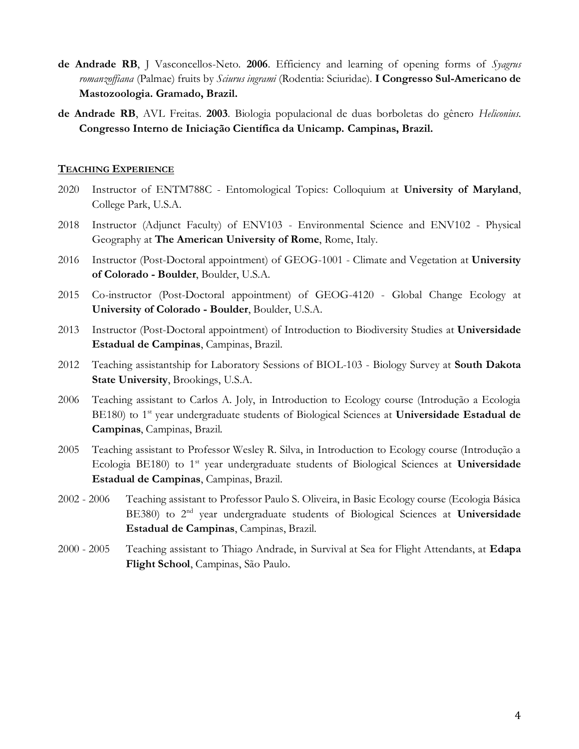**de Andrade RB**, J Vasconcellos-Neto. **2006**. Efficiency and learning of opening forms of *Syagrus romanzoffiana* (Palmae) fruits by *Sciurus ingrami* (Rodentia: Sciuridae). **I Congresso Sul-Americano de Mastozoologia. Gramado, Brazil.**

**de Andrade RB**, AVL Freitas. **2003**. Biologia populacional de duas borboletas do gênero *Heliconius*. **Congresso Interno de Iniciação Científica da Unicamp. Campinas, Brazil.**

## TEACHING EXPERIENCE

2020 Instructor of ENTM788C - Entomological Topics: Colloquium at **University of Maryland**, College Park, U.S.A.

2018 Instructor (Adjunct Faculty) of ENV103 - Environmental Science and ENV102 - Physical Geography at **The American University of Rome**, Rome, Italy.

2016 Instructor (Post-Doctoral appointment) of GEOG-1001 - Climate and Vegetation at **University of Colorado - Boulder**, Boulder, U.S.A.

2015 Co-instructor (Post-Doctoral appointment) of GEOG-4120 - Global Change Ecology at **University of Colorado - Boulder**, Boulder, U.S.A.

2013 Instructor (Post-Doctoral appointment) of Introduction to Biodiversity Studies at **Universidade Estadual de Campinas**, Campinas, Brazil.

2012 Teaching assistantship for Laboratory Sessions of BIOL-103 - Biology Survey at **South Dakota State University**, Brookings, U.S.A.

2006 Teaching assistant to Carlos A. Joly, in Introduction to Ecology course (Introdução a Ecologia BE180) to 1st year undergraduate students of Biological Sciences at **Universidade Estadual de Campinas**, Campinas, Brazil.

2005 Teaching assistant to Professor Wesley R. Silva, in Introduction to Ecology course (Introdução a Ecologia BE180) to 1st year undergraduate students of Biological Sciences at **Universidade Estadual de Campinas**, Campinas, Brazil.

2002 - 2006 Teaching assistant to Professor Paulo S. Oliveira, in Basic Ecology course (Ecologia Básica BE380) to 2nd year undergraduate students of Biological Sciences at **Universidade Estadual de Campinas**, Campinas, Brazil.

2000 - 2005 Teaching assistant to Thiago Andrade, in Survival at Sea for Flight Attendants, at **Edapa Flight School**, Campinas, São Paulo.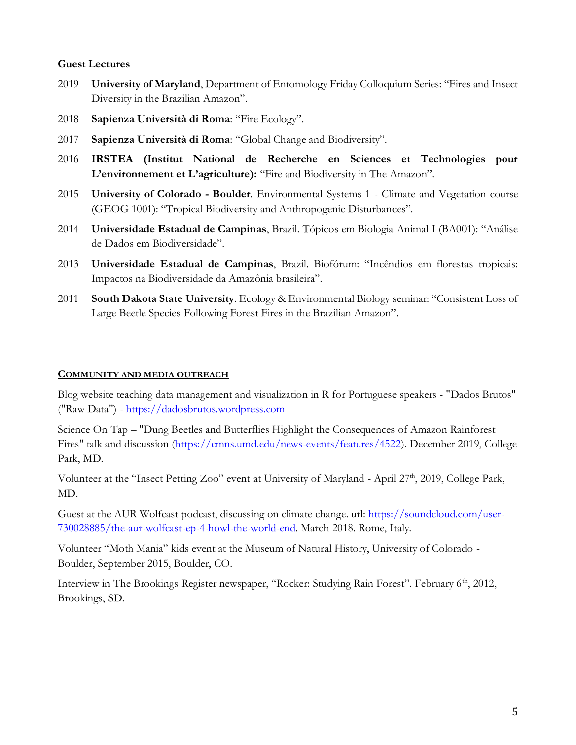**Guest Lectures**

2019 **University of Maryland**, Department of Entomology Friday Colloquium Series: "Fires and Insect Diversity in the Brazilian Amazon".

2018 **Sapienza Università di Roma**: "Fire Ecology".

2017 **Sapienza Università di Roma**: "Global Change and Biodiversity".

2016 **IRSTEA (Institut National de Recherche en Sciences et Technologies pour L'environnement et L'agriculture):** "Fire and Biodiversity in The Amazon".

2015 **University of Colorado - Boulder**. Environmental Systems 1 - Climate and Vegetation course (GEOG 1001): "Tropical Biodiversity and Anthropogenic Disturbances".

2014 **Universidade Estadual de Campinas**, Brazil. Tópicos em Biologia Animal I (BA001): "Análise de Dados em Biodiversidade".

2013 **Universidade Estadual de Campinas**, Brazil. Biofórum: "Incêndios em florestas tropicais: Impactos na Biodiversidade da Amazônia brasileira".

2011 **South Dakota State University**. Ecology & Environmental Biology seminar: "Consistent Loss of Large Beetle Species Following Forest Fires in the Brazilian Amazon".

## COMMUNITY AND MEDIA OUTREACH

Blog website teaching data management and visualization in R for Portuguese speakers - "Dados Brutos" ("Raw Data") - https://dadosbrutos.wordpress.com

Science On Tap – "Dung Beetles and Butterflies Highlight the Consequences of Amazon Rainforest Fires" talk and discussion (https://cmns.umd.edu/news-events/features/4522). December 2019, College Park, MD.

Volunteer at the "Insect Petting Zoo" event at University of Maryland - April 27th, 2019, College Park, MD.

Guest at the AUR Wolfcast podcast, discussing on climate change. url: https://soundcloud.com/user-730028885/the-aur-wolfcast-ep-4-howl-the-world-end. March 2018. Rome, Italy.

Volunteer "Moth Mania" kids event at the Museum of Natural History, University of Colorado - Boulder, September 2015, Boulder, CO.

Interview in The Brookings Register newspaper, "Rocker: Studying Rain Forest". February 6th, 2012, Brookings, SD.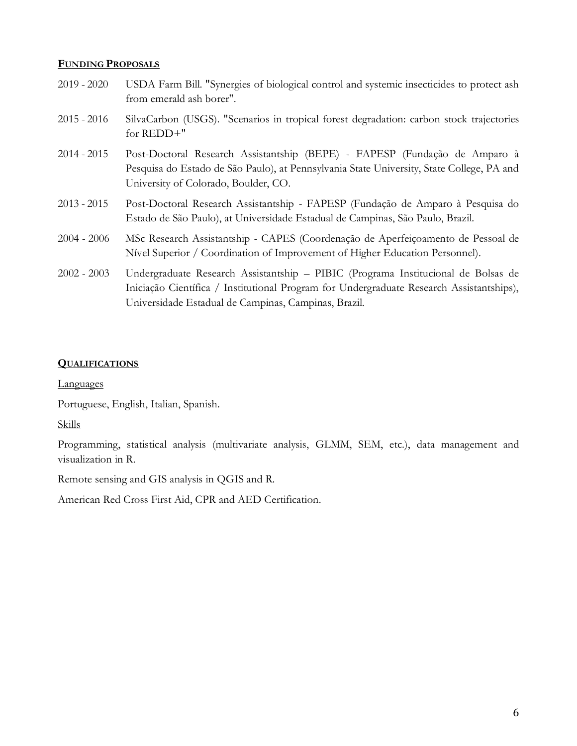## FUNDING PROPOSALS

2019 - 2020 USDA Farm Bill. "Synergies of biological control and systemic insecticides to protect ash from emerald ash borer".

2015 - 2016 SilvaCarbon (USGS). "Scenarios in tropical forest degradation: carbon stock trajectories for REDD+"

2014 - 2015 Post-Doctoral Research Assistantship (BEPE) - FAPESP (Fundação de Amparo à Pesquisa do Estado de São Paulo), at Pennsylvania State University, State College, PA and University of Colorado, Boulder, CO.

2013 - 2015 Post-Doctoral Research Assistantship - FAPESP (Fundação de Amparo à Pesquisa do Estado de São Paulo), at Universidade Estadual de Campinas, São Paulo, Brazil.

2004 - 2006 MSc Research Assistantship - CAPES (Coordenação de Aperfeiçoamento de Pessoal de Nível Superior / Coordination of Improvement of Higher Education Personnel).

2002 - 2003 Undergraduate Research Assistantship – PIBIC (Programa Institucional de Bolsas de Iniciação Científica / Institutional Program for Undergraduate Research Assistantships), Universidade Estadual de Campinas, Campinas, Brazil.

## QUALIFICATIONS

Languages

Portuguese, English, Italian, Spanish.

Skills

Programming, statistical analysis (multivariate analysis, GLMM, SEM, etc.), data management and visualization in R.

Remote sensing and GIS analysis in QGIS and R.

American Red Cross First Aid, CPR and AED Certification.